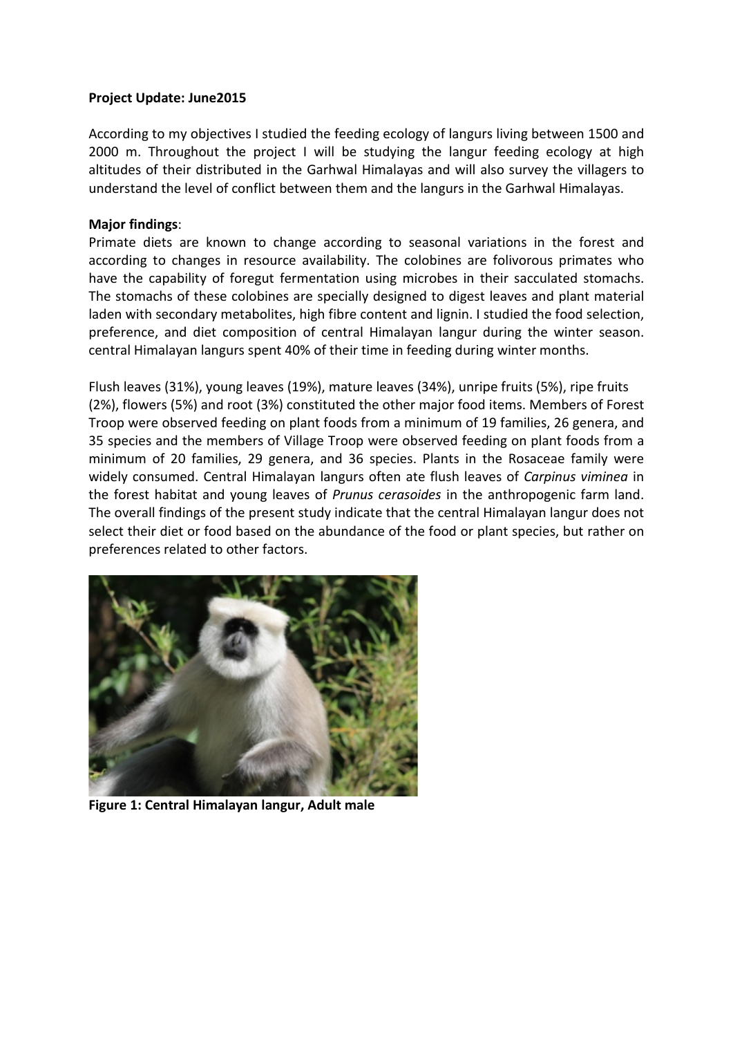**Project Update: June2015**

According to my objectives I studied the feeding ecology of langurs living between 1500 and 2000 m. Throughout the project I will be studying the langur feeding ecology at high altitudes of their distributed in the Garhwal Himalayas and will also survey the villagers to understand the level of conflict between them and the langurs in the Garhwal Himalayas.

**Major findings**:

Primate diets are known to change according to seasonal variations in the forest and according to changes in resource availability. The colobines are folivorous primates who have the capability of foregut fermentation using microbes in their sacculated stomachs. The stomachs of these colobines are specially designed to digest leaves and plant material laden with secondary metabolites, high fibre content and lignin. I studied the food selection, preference, and diet composition of central Himalayan langur during the winter season. central Himalayan langurs spent 40% of their time in feeding during winter months.

Flush leaves (31%), young leaves (19%), mature leaves (34%), unripe fruits (5%), ripe fruits (2%), flowers (5%) and root (3%) constituted the other major food items. Members of Forest Troop were observed feeding on plant foods from a minimum of 19 families, 26 genera, and 35 species and the members of Village Troop were observed feeding on plant foods from a minimum of 20 families, 29 genera, and 36 species. Plants in the Rosaceae family were widely consumed. Central Himalayan langurs often ate flush leaves of *Carpinus viminea* in the forest habitat and young leaves of *Prunus cerasoides* in the anthropogenic farm land. The overall findings of the present study indicate that the central Himalayan langur does not select their diet or food based on the abundance of the food or plant species, but rather on preferences related to other factors.

**Figure 1: Central Himalayan langur, Adult male**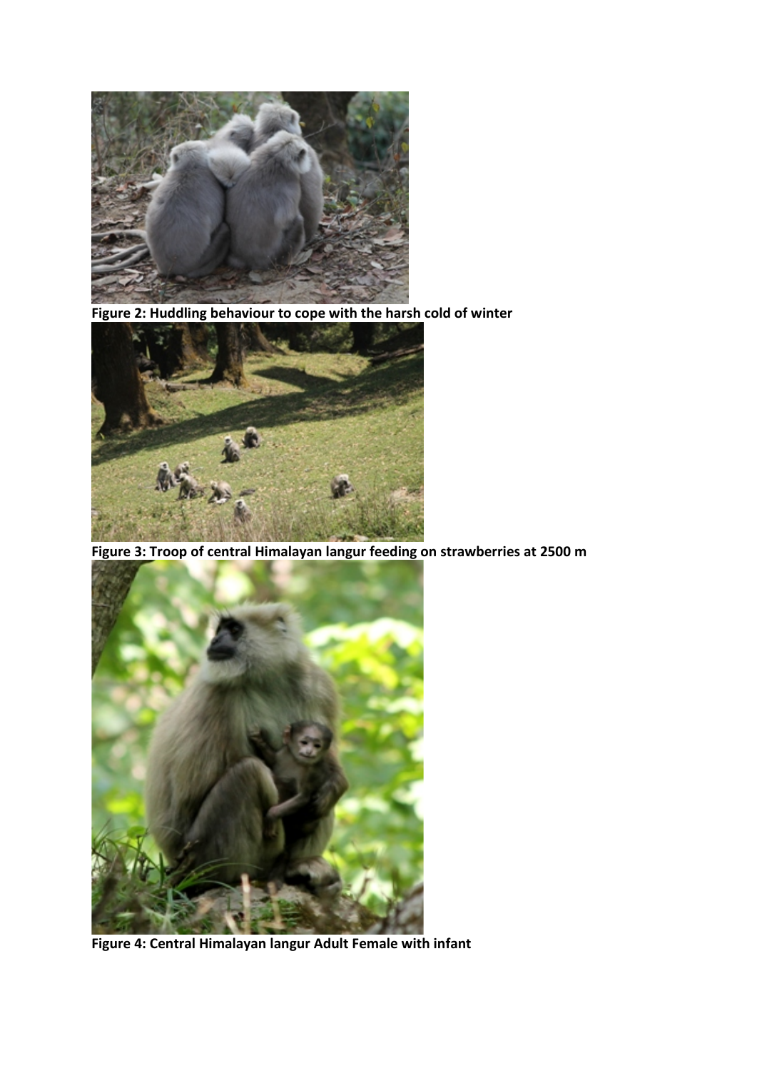**Figure 2: Huddling behaviour to cope with the harsh cold of winter**

**Figure 3: Troop of central Himalayan langur feeding on strawberries at 2500 m**

**Figure 4: Central Himalayan langur Adult Female with infant**